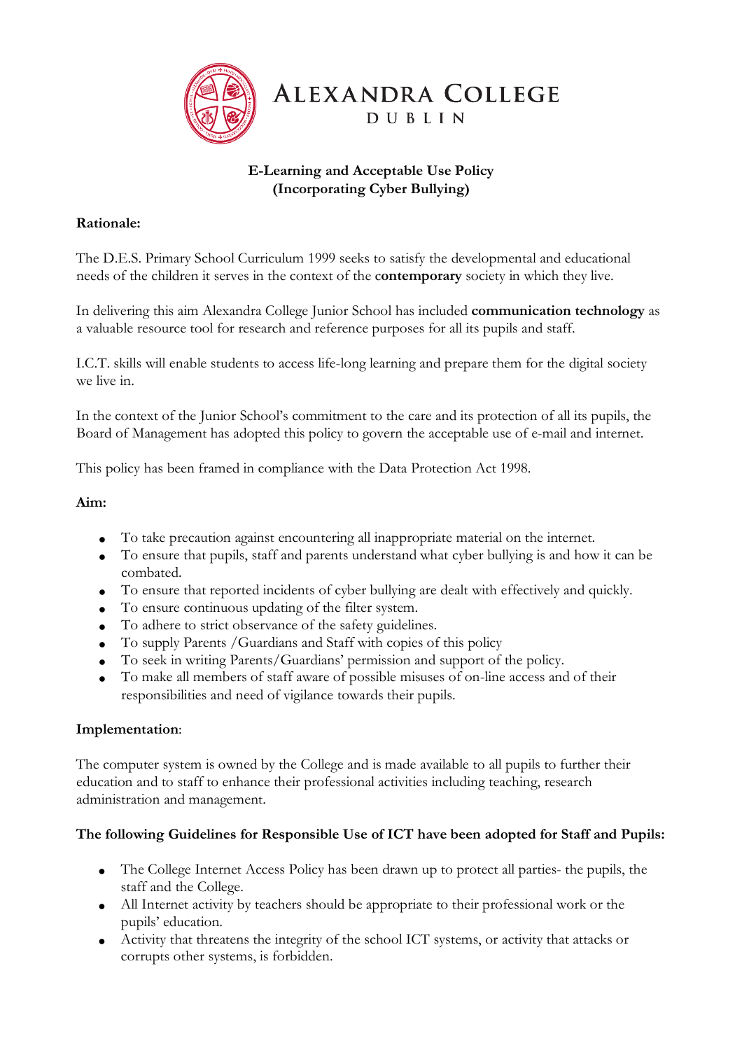# Alexandra College
## Dublin

**E-Learning and Acceptable Use Policy**
**(Incorporating Cyber Bullying)**

**Rationale:**

The D.E.S. Primary School Curriculum 1999 seeks to satisfy the developmental and educational needs of the children it serves in the context of the **contemporary** society in which they live.

In delivering this aim Alexandra College Junior School has included **communication technology** as a valuable resource tool for research and reference purposes for all its pupils and staff.

I.C.T. skills will enable students to access life-long learning and prepare them for the digital society we live in.

In the context of the Junior School's commitment to the care and its protection of all its pupils, the Board of Management has adopted this policy to govern the acceptable use of e-mail and internet.

This policy has been framed in compliance with the Data Protection Act 1998.

**Aim:**

- To take precaution against encountering all inappropriate material on the internet.
- To ensure that pupils, staff and parents understand what cyber bullying is and how it can be combated.
- To ensure that reported incidents of cyber bullying are dealt with effectively and quickly.
- To ensure continuous updating of the filter system.
- To adhere to strict observance of the safety guidelines.
- To supply Parents /Guardians and Staff with copies of this policy
- To seek in writing Parents/Guardians' permission and support of the policy.
- To make all members of staff aware of possible misuses of on-line access and of their responsibilities and need of vigilance towards their pupils.

**Implementation**:

The computer system is owned by the College and is made available to all pupils to further their education and to staff to enhance their professional activities including teaching, research administration and management.

**The following Guidelines for Responsible Use of ICT have been adopted for Staff and Pupils:**

- The College Internet Access Policy has been drawn up to protect all parties- the pupils, the staff and the College.
- All Internet activity by teachers should be appropriate to their professional work or the pupils' education.
- Activity that threatens the integrity of the school ICT systems, or activity that attacks or corrupts other systems, is forbidden.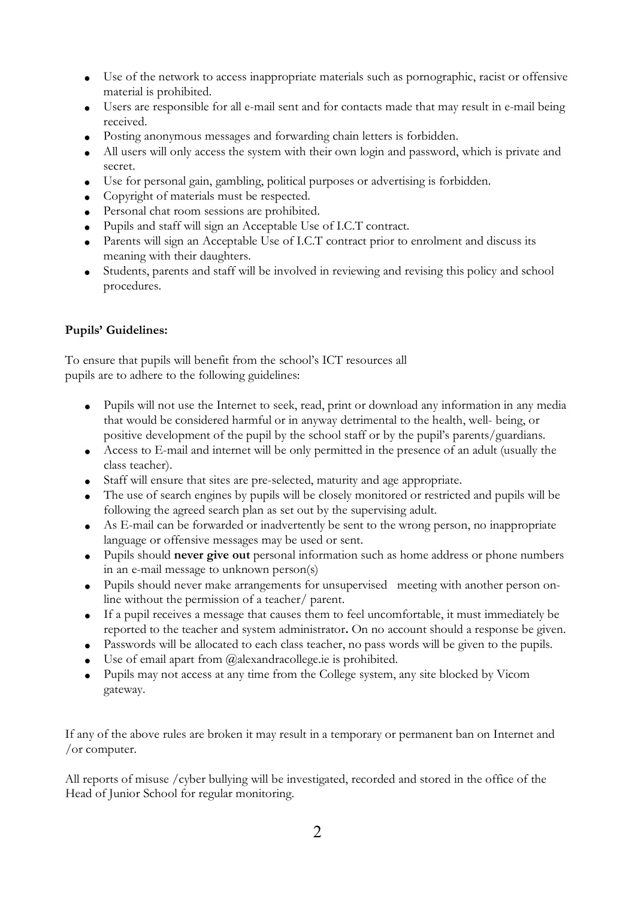- Use of the network to access inappropriate materials such as pornographic, racist or offensive material is prohibited.
- Users are responsible for all e-mail sent and for contacts made that may result in e-mail being received.
- Posting anonymous messages and forwarding chain letters is forbidden.
- All users will only access the system with their own login and password, which is private and secret.
- Use for personal gain, gambling, political purposes or advertising is forbidden.
- Copyright of materials must be respected.
- Personal chat room sessions are prohibited.
- Pupils and staff will sign an Acceptable Use of I.C.T contract.
- Parents will sign an Acceptable Use of I.C.T contract prior to enrolment and discuss its meaning with their daughters.
- Students, parents and staff will be involved in reviewing and revising this policy and school procedures.

**Pupils' Guidelines:**

To ensure that pupils will benefit from the school's ICT resources all pupils are to adhere to the following guidelines:

- Pupils will not use the Internet to seek, read, print or download any information in any media that would be considered harmful or in anyway detrimental to the health, well- being, or positive development of the pupil by the school staff or by the pupil's parents/guardians.
- Access to E-mail and internet will be only permitted in the presence of an adult (usually the class teacher).
- Staff will ensure that sites are pre-selected, maturity and age appropriate.
- The use of search engines by pupils will be closely monitored or restricted and pupils will be following the agreed search plan as set out by the supervising adult.
- As E-mail can be forwarded or inadvertently be sent to the wrong person, no inappropriate language or offensive messages may be used or sent.
- Pupils should **never give out** personal information such as home address or phone numbers in an e-mail message to unknown person(s)
- Pupils should never make arrangements for unsupervised meeting with another person on-line without the permission of a teacher/ parent.
- If a pupil receives a message that causes them to feel uncomfortable, it must immediately be reported to the teacher and system administrator**.** On no account should a response be given.
- Passwords will be allocated to each class teacher, no pass words will be given to the pupils.
- Use of email apart from @alexandracollege.ie is prohibited.
- Pupils may not access at any time from the College system, any site blocked by Vicom gateway.

If any of the above rules are broken it may result in a temporary or permanent ban on Internet and /or computer.

All reports of misuse /cyber bullying will be investigated, recorded and stored in the office of the Head of Junior School for regular monitoring.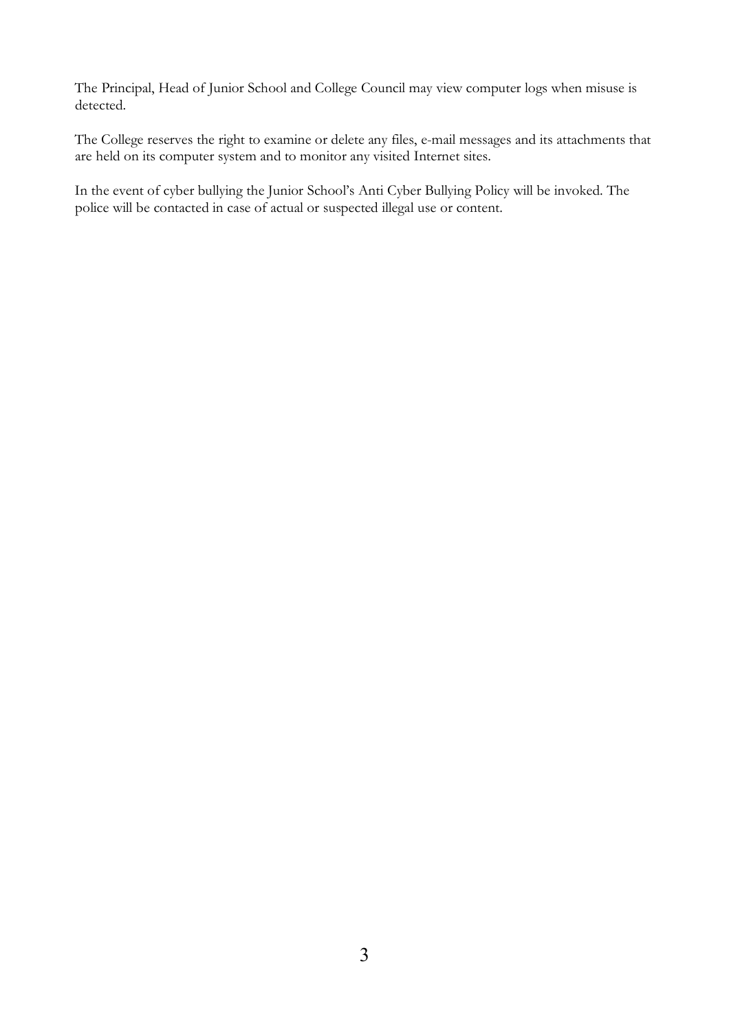The Principal, Head of Junior School and College Council may view computer logs when misuse is detected.

The College reserves the right to examine or delete any files, e-mail messages and its attachments that are held on its computer system and to monitor any visited Internet sites.

In the event of cyber bullying the Junior School's Anti Cyber Bullying Policy will be invoked. The police will be contacted in case of actual or suspected illegal use or content.